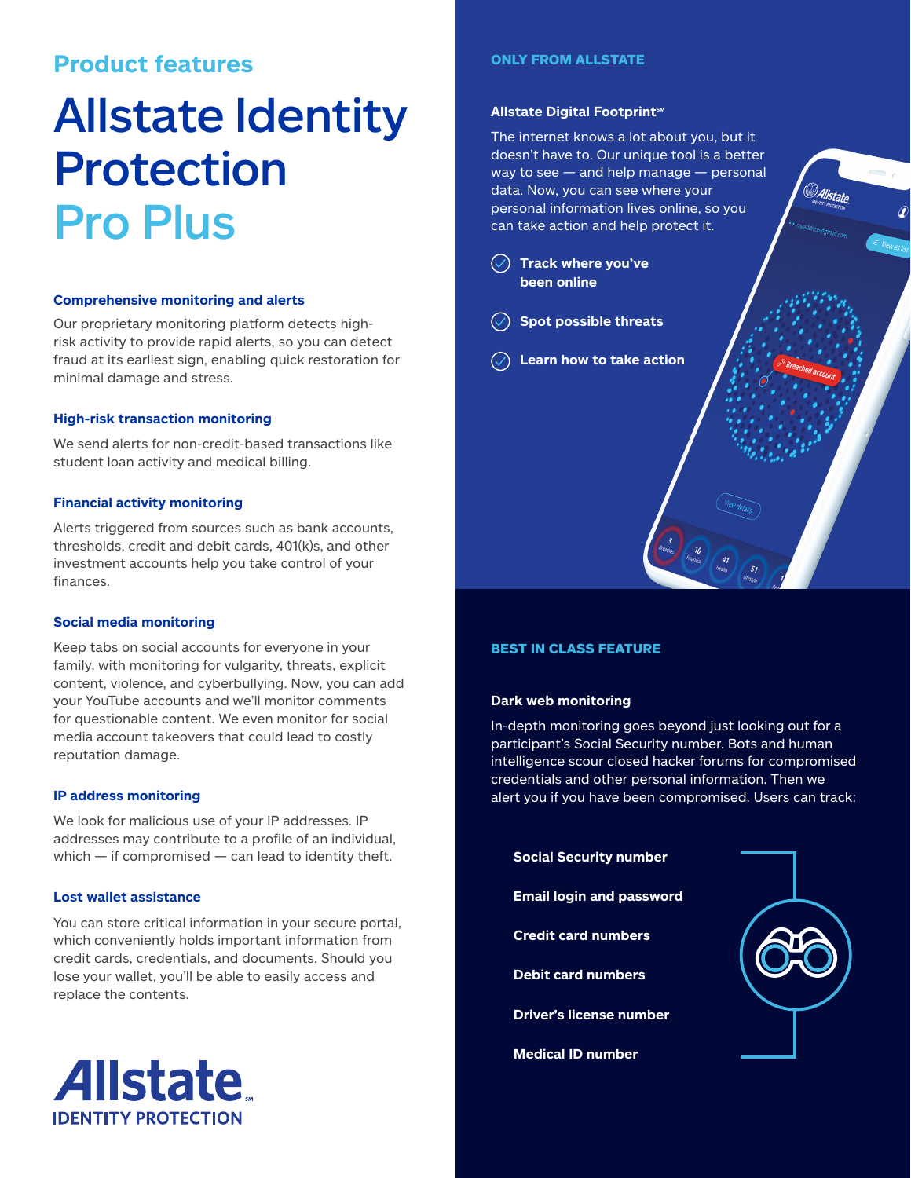## Product features

# Allstate Identity Protection Pro Plus

### Comprehensive monitoring and alerts

Our proprietary monitoring platform detects high-risk activity to provide rapid alerts, so you can detect fraud at its earliest sign, enabling quick restoration for minimal damage and stress.

### High-risk transaction monitoring

We send alerts for non-credit-based transactions like student loan activity and medical billing.

### Financial activity monitoring

Alerts triggered from sources such as bank accounts, thresholds, credit and debit cards, 401(k)s, and other investment accounts help you take control of your finances.

### Social media monitoring

Keep tabs on social accounts for everyone in your family, with monitoring for vulgarity, threats, explicit content, violence, and cyberbullying. Now, you can add your YouTube accounts and we'll monitor comments for questionable content. We even monitor for social media account takeovers that could lead to costly reputation damage.

### IP address monitoring

We look for malicious use of your IP addresses. IP addresses may contribute to a profile of an individual, which — if compromised — can lead to identity theft.

### Lost wallet assistance

You can store critical information in your secure portal, which conveniently holds important information from credit cards, credentials, and documents. Should you lose your wallet, you'll be able to easily access and replace the contents.

**Allstate IDENTITY PROTECTION**

## ONLY FROM ALLSTATE

### Allstate Digital Footprint℠

The internet knows a lot about you, but it doesn't have to. Our unique tool is a better way to see — and help manage — personal data. Now, you can see where your personal information lives online, so you can take action and help protect it.

- **Track where you've been online**
- **Spot possible threats**
- **Learn how to take action**

## BEST IN CLASS FEATURE

### Dark web monitoring

In-depth monitoring goes beyond just looking out for a participant's Social Security number. Bots and human intelligence scour closed hacker forums for compromised credentials and other personal information. Then we alert you if you have been compromised. Users can track:

- **Social Security number**
- **Email login and password**
- **Credit card numbers**
- **Debit card numbers**
- **Driver's license number**
- **Medical ID number**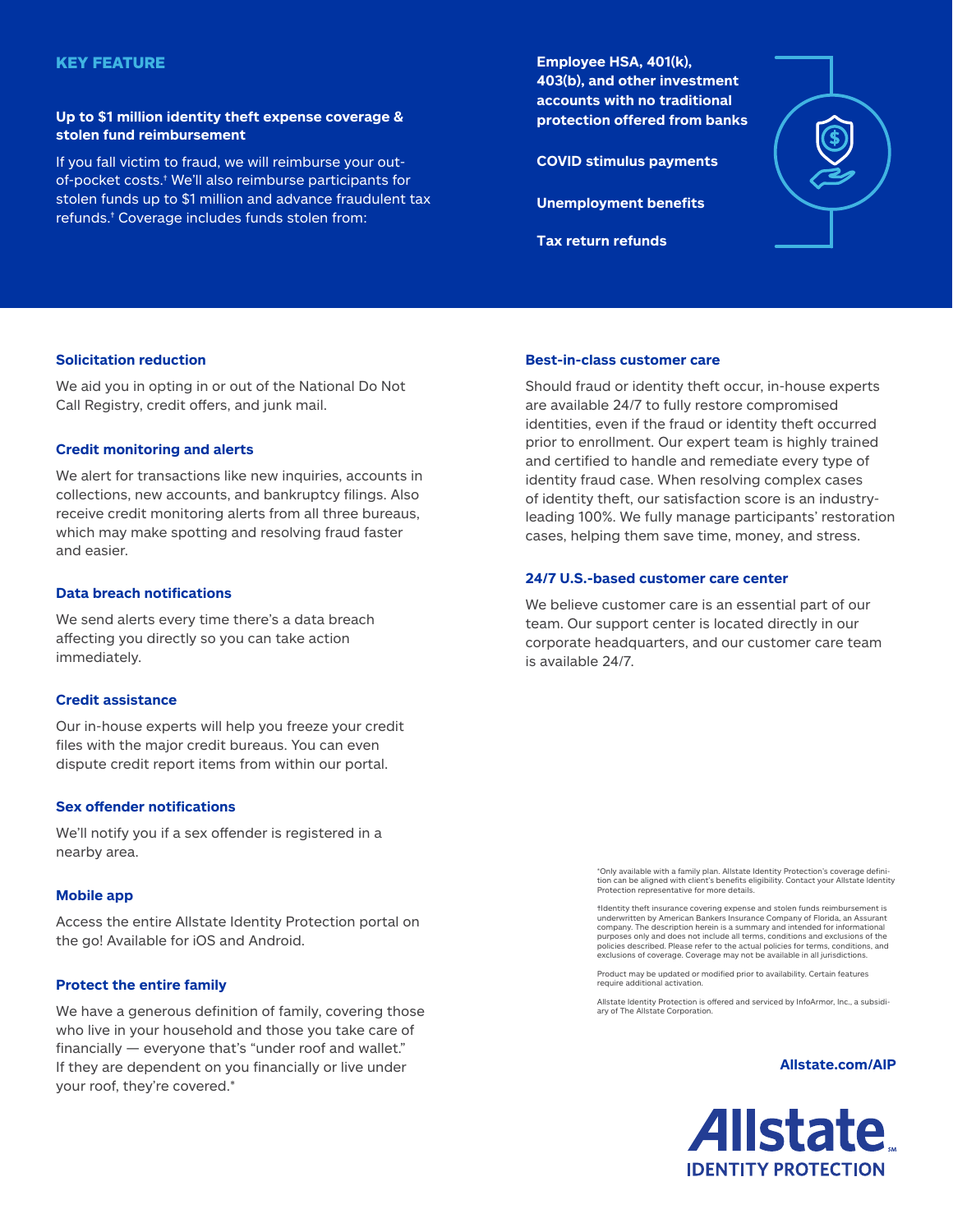## KEY FEATURE

**Up to $1 million identity theft expense coverage & stolen fund reimbursement**

If you fall victim to fraud, we will reimburse your out-of-pocket costs.† We'll also reimburse participants for stolen funds up to $1 million and advance fraudulent tax refunds.† Coverage includes funds stolen from:

- **Employee HSA, 401(k), 403(b), and other investment accounts with no traditional protection offered from banks**
- **COVID stimulus payments**
- **Unemployment benefits**
- **Tax return refunds**

### Solicitation reduction

We aid you in opting in or out of the National Do Not Call Registry, credit offers, and junk mail.

### Credit monitoring and alerts

We alert for transactions like new inquiries, accounts in collections, new accounts, and bankruptcy filings. Also receive credit monitoring alerts from all three bureaus, which may make spotting and resolving fraud faster and easier.

### Data breach notifications

We send alerts every time there's a data breach affecting you directly so you can take action immediately.

### Credit assistance

Our in-house experts will help you freeze your credit files with the major credit bureaus. You can even dispute credit report items from within our portal.

### Sex offender notifications

We'll notify you if a sex offender is registered in a nearby area.

### Mobile app

Access the entire Allstate Identity Protection portal on the go! Available for iOS and Android.

### Protect the entire family

We have a generous definition of family, covering those who live in your household and those you take care of financially — everyone that's "under roof and wallet." If they are dependent on you financially or live under your roof, they're covered.*

### Best-in-class customer care

Should fraud or identity theft occur, in-house experts are available 24/7 to fully restore compromised identities, even if the fraud or identity theft occurred prior to enrollment. Our expert team is highly trained and certified to handle and remediate every type of identity fraud case. When resolving complex cases of identity theft, our satisfaction score is an industry-leading 100%. We fully manage participants' restoration cases, helping them save time, money, and stress.

### 24/7 U.S.-based customer care center

We believe customer care is an essential part of our team. Our support center is located directly in our corporate headquarters, and our customer care team is available 24/7.

*Only available with a family plan. Allstate Identity Protection's coverage definition can be aligned with client's benefits eligibility. Contact your Allstate Identity Protection representative for more details.

†Identity theft insurance covering expense and stolen funds reimbursement is underwritten by American Bankers Insurance Company of Florida, an Assurant company. The description herein is a summary and intended for informational purposes only and does not include all terms, conditions and exclusions of the policies described. Please refer to the actual policies for terms, conditions, and exclusions of coverage. Coverage may not be available in all jurisdictions.

Product may be updated or modified prior to availability. Certain features require additional activation.

Allstate Identity Protection is offered and serviced by InfoArmor, Inc., a subsidiary of The Allstate Corporation.

**Allstate.com/AIP**

Allstate℠ IDENTITY PROTECTION